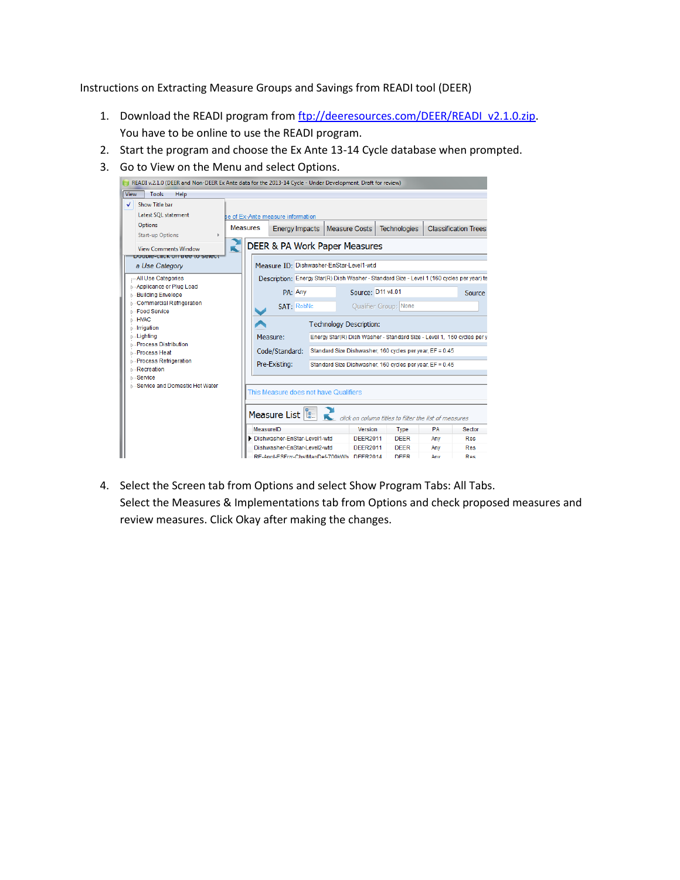Instructions on Extracting Measure Groups and Savings from READI tool (DEER)

1. Download the READI program from [ftp://deeresources.com/DEER/READI_v2.1.0.zip](ftp://deeresources.com/DEER/READI_v2.1.0.zip). You have to be online to use the READI program.
2. Start the program and choose the Ex Ante 13-14 Cycle database when prompted.
3. Go to View on the Menu and select Options.
4. Select the Screen tab from Options and select Show Program Tabs: All Tabs. Select the Measures & Implementations tab from Options and check proposed measures and review measures. Click Okay after making the changes.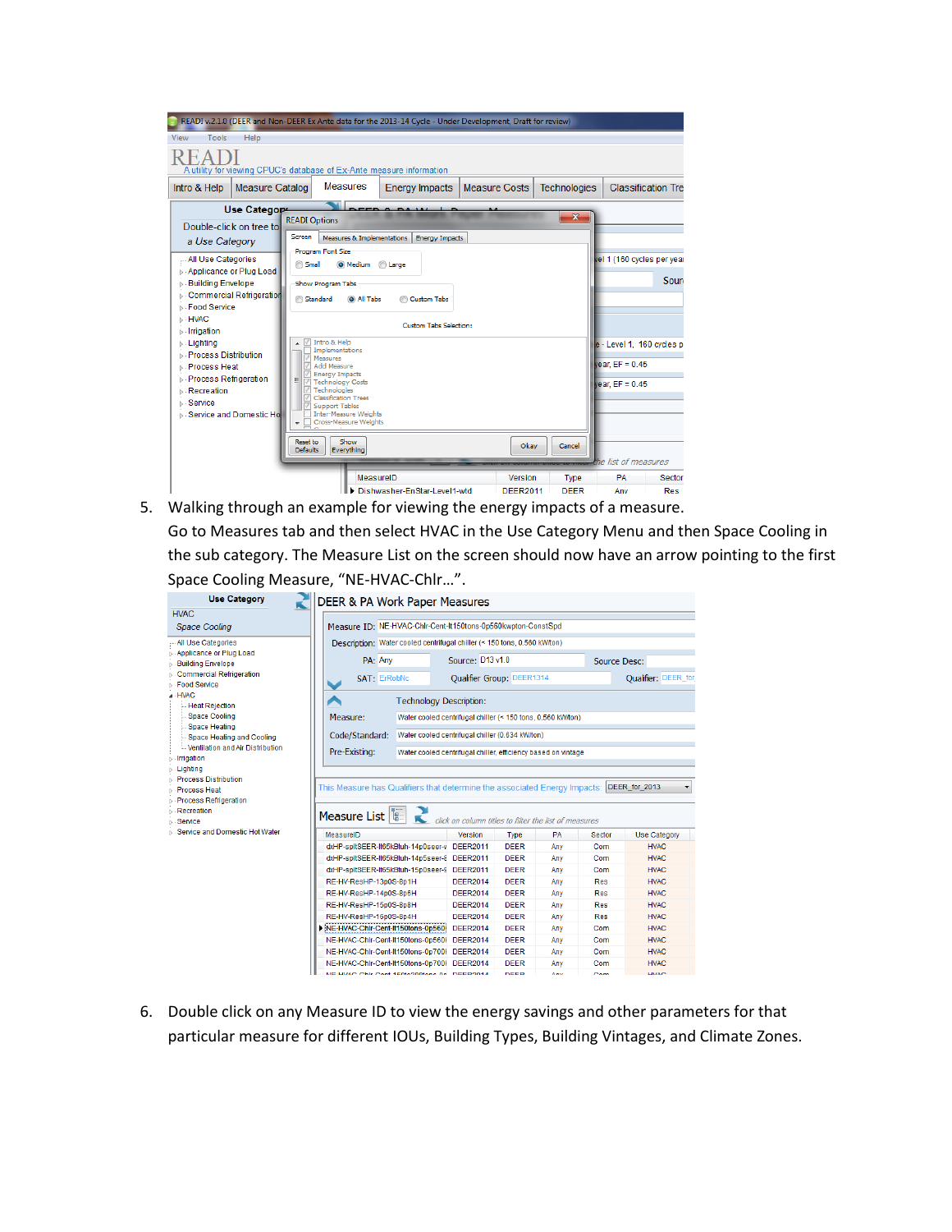5. Walking through an example for viewing the energy impacts of a measure.
   Go to Measures tab and then select HVAC in the Use Category Menu and then Space Cooling in the sub category. The Measure List on the screen should now have an arrow pointing to the first Space Cooling Measure, "NE-HVAC-Chlr…".

6. Double click on any Measure ID to view the energy savings and other parameters for that particular measure for different IOUs, Building Types, Building Vintages, and Climate Zones.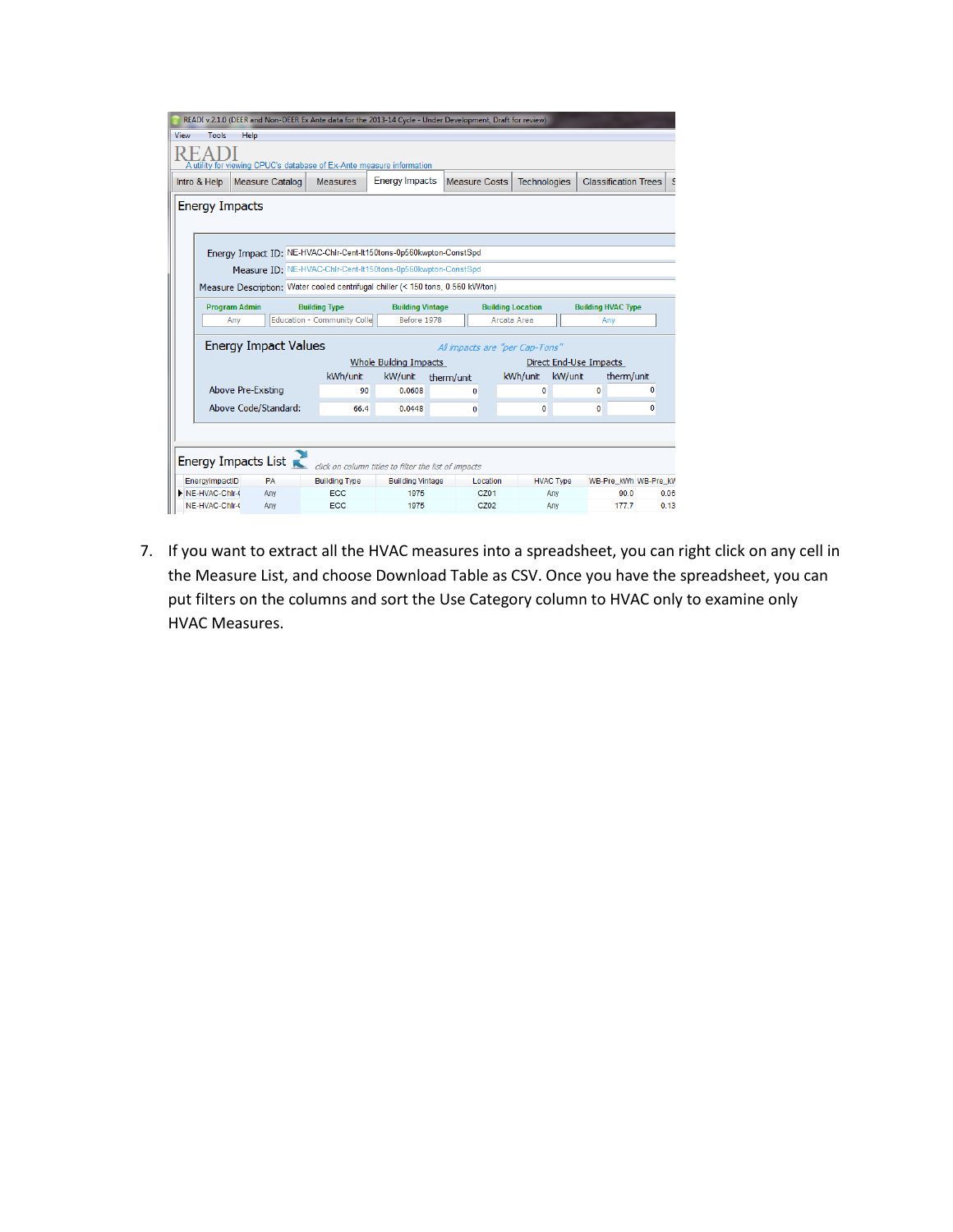7. If you want to extract all the HVAC measures into a spreadsheet, you can right click on any cell in the Measure List, and choose Download Table as CSV. Once you have the spreadsheet, you can put filters on the columns and sort the Use Category column to HVAC only to examine only HVAC Measures.